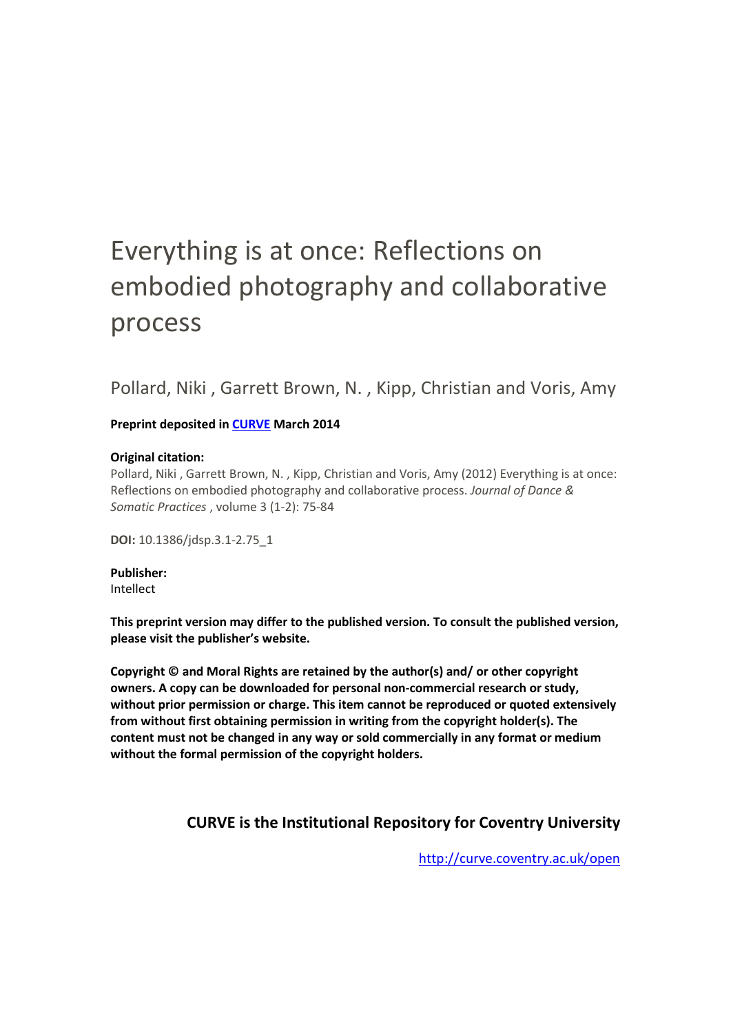# Everything is at once: Reflections on embodied photography and collaborative process

Pollard, Niki , Garrett Brown, N. , Kipp, Christian and Voris, Amy

**Preprint deposited in [CURVE](http://curve.coventry.ac.uk/open) March 2014**

**Original citation:**
Pollard, Niki , Garrett Brown, N. , Kipp, Christian and Voris, Amy (2012) Everything is at once: Reflections on embodied photography and collaborative process. *Journal of Dance & Somatic Practices* , volume 3 (1-2): 75-84

**DOI:** 10.1386/jdsp.3.1-2.75_1

**Publisher:**
Intellect

**This preprint version may differ to the published version. To consult the published version, please visit the publisher's website.**

**Copyright © and Moral Rights are retained by the author(s) and/ or other copyright owners. A copy can be downloaded for personal non-commercial research or study, without prior permission or charge. This item cannot be reproduced or quoted extensively from without first obtaining permission in writing from the copyright holder(s). The content must not be changed in any way or sold commercially in any format or medium without the formal permission of the copyright holders.**

**CURVE is the Institutional Repository for Coventry University**

http://curve.coventry.ac.uk/open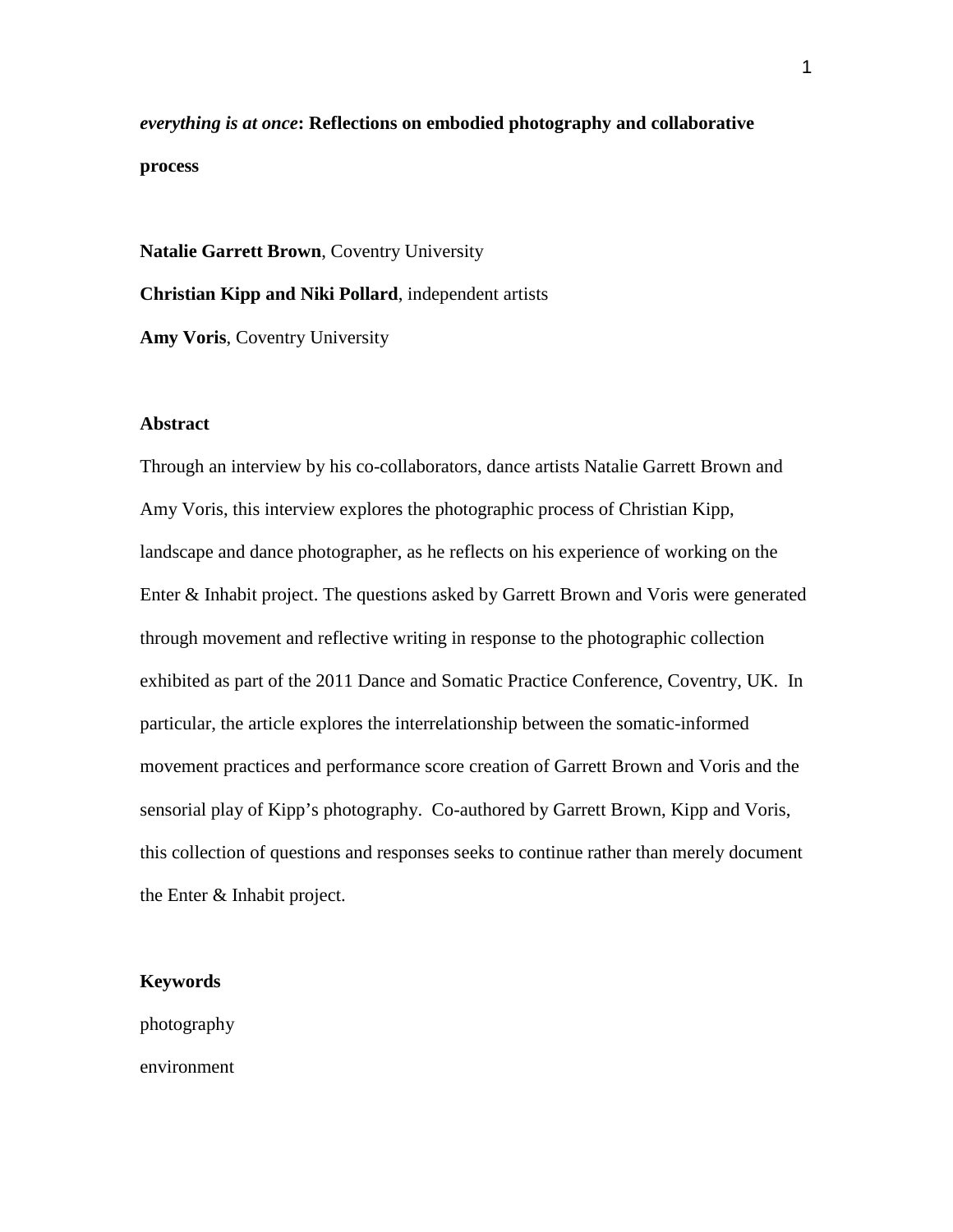***everything is at once*: Reflections on embodied photography and collaborative process**

**Natalie Garrett Brown**, Coventry University

**Christian Kipp and Niki Pollard**, independent artists

**Amy Voris**, Coventry University

**Abstract**

Through an interview by his co-collaborators, dance artists Natalie Garrett Brown and Amy Voris, this interview explores the photographic process of Christian Kipp, landscape and dance photographer, as he reflects on his experience of working on the Enter & Inhabit project. The questions asked by Garrett Brown and Voris were generated through movement and reflective writing in response to the photographic collection exhibited as part of the 2011 Dance and Somatic Practice Conference, Coventry, UK. In particular, the article explores the interrelationship between the somatic-informed movement practices and performance score creation of Garrett Brown and Voris and the sensorial play of Kipp's photography. Co-authored by Garrett Brown, Kipp and Voris, this collection of questions and responses seeks to continue rather than merely document the Enter & Inhabit project.

**Keywords**

photography

environment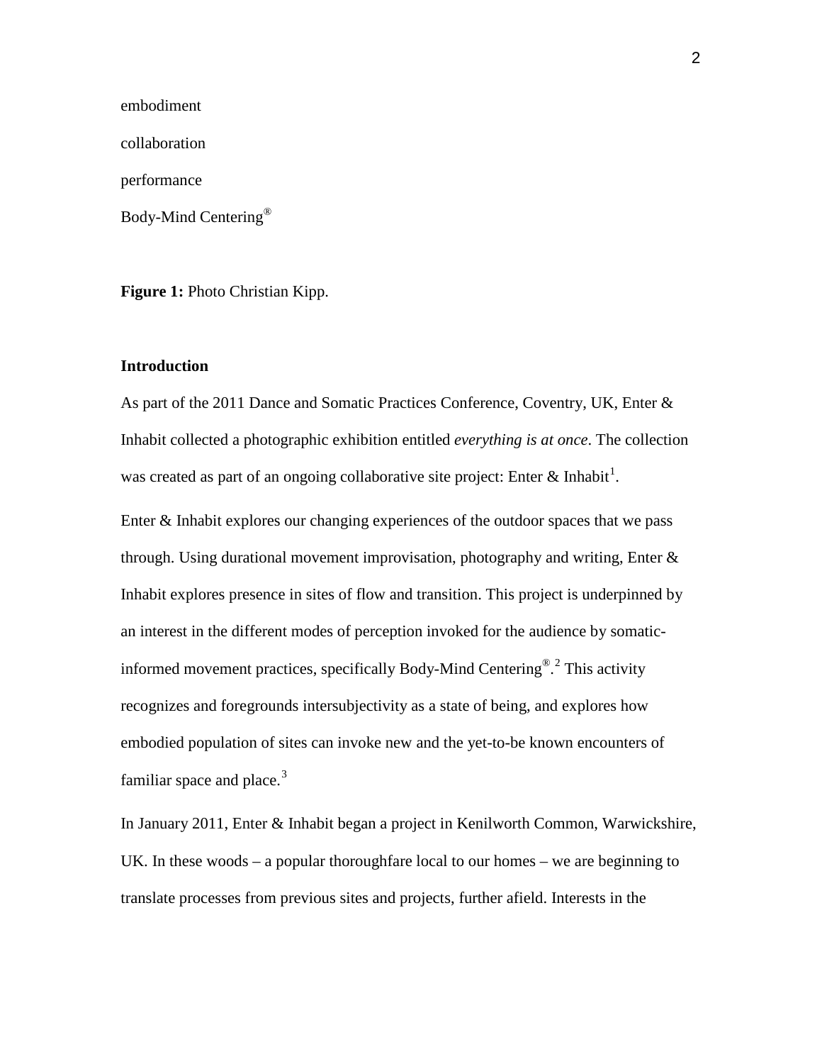embodiment

collaboration

performance

Body-Mind Centering®

**Figure 1:** Photo Christian Kipp.

## Introduction

As part of the 2011 Dance and Somatic Practices Conference, Coventry, UK, Enter & Inhabit collected a photographic exhibition entitled *everything is at once*. The collection was created as part of an ongoing collaborative site project: Enter & Inhabit[1].

Enter & Inhabit explores our changing experiences of the outdoor spaces that we pass through. Using durational movement improvisation, photography and writing, Enter & Inhabit explores presence in sites of flow and transition. This project is underpinned by an interest in the different modes of perception invoked for the audience by somatic-informed movement practices, specifically Body-Mind Centering®.[2] This activity recognizes and foregrounds intersubjectivity as a state of being, and explores how embodied population of sites can invoke new and the yet-to-be known encounters of familiar space and place.[3]

In January 2011, Enter & Inhabit began a project in Kenilworth Common, Warwickshire, UK. In these woods – a popular thoroughfare local to our homes – we are beginning to translate processes from previous sites and projects, further afield. Interests in the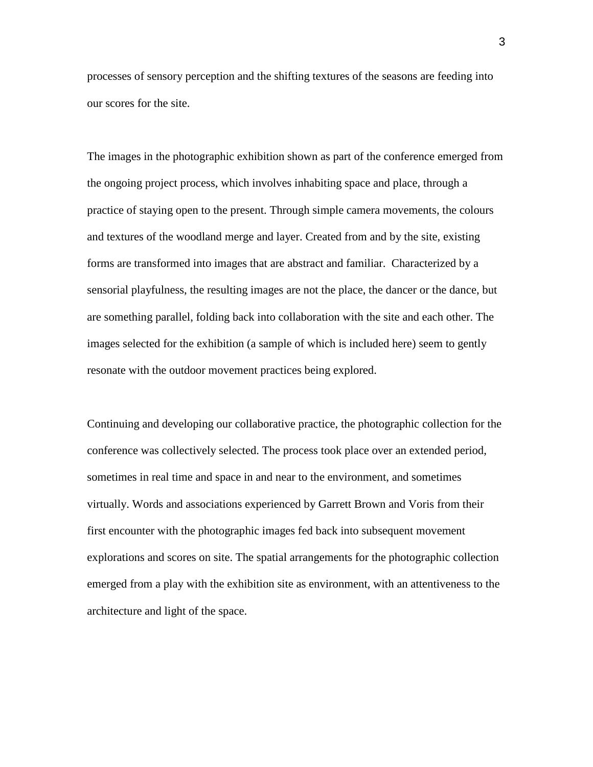processes of sensory perception and the shifting textures of the seasons are feeding into our scores for the site.

The images in the photographic exhibition shown as part of the conference emerged from the ongoing project process, which involves inhabiting space and place, through a practice of staying open to the present. Through simple camera movements, the colours and textures of the woodland merge and layer. Created from and by the site, existing forms are transformed into images that are abstract and familiar. Characterized by a sensorial playfulness, the resulting images are not the place, the dancer or the dance, but are something parallel, folding back into collaboration with the site and each other. The images selected for the exhibition (a sample of which is included here) seem to gently resonate with the outdoor movement practices being explored.

Continuing and developing our collaborative practice, the photographic collection for the conference was collectively selected. The process took place over an extended period, sometimes in real time and space in and near to the environment, and sometimes virtually. Words and associations experienced by Garrett Brown and Voris from their first encounter with the photographic images fed back into subsequent movement explorations and scores on site. The spatial arrangements for the photographic collection emerged from a play with the exhibition site as environment, with an attentiveness to the architecture and light of the space.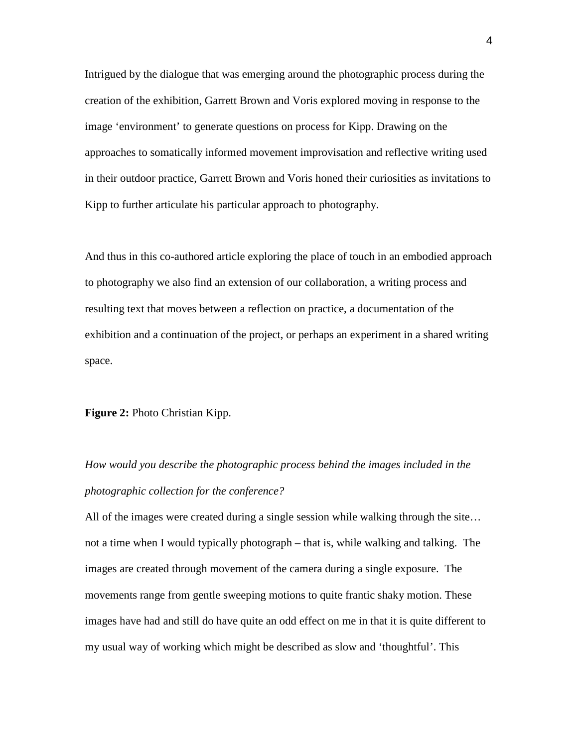Intrigued by the dialogue that was emerging around the photographic process during the creation of the exhibition, Garrett Brown and Voris explored moving in response to the image 'environment' to generate questions on process for Kipp. Drawing on the approaches to somatically informed movement improvisation and reflective writing used in their outdoor practice, Garrett Brown and Voris honed their curiosities as invitations to Kipp to further articulate his particular approach to photography.

And thus in this co-authored article exploring the place of touch in an embodied approach to photography we also find an extension of our collaboration, a writing process and resulting text that moves between a reflection on practice, a documentation of the exhibition and a continuation of the project, or perhaps an experiment in a shared writing space.

**Figure 2:** Photo Christian Kipp.

*How would you describe the photographic process behind the images included in the photographic collection for the conference?*

All of the images were created during a single session while walking through the site… not a time when I would typically photograph – that is, while walking and talking. The images are created through movement of the camera during a single exposure. The movements range from gentle sweeping motions to quite frantic shaky motion. These images have had and still do have quite an odd effect on me in that it is quite different to my usual way of working which might be described as slow and 'thoughtful'. This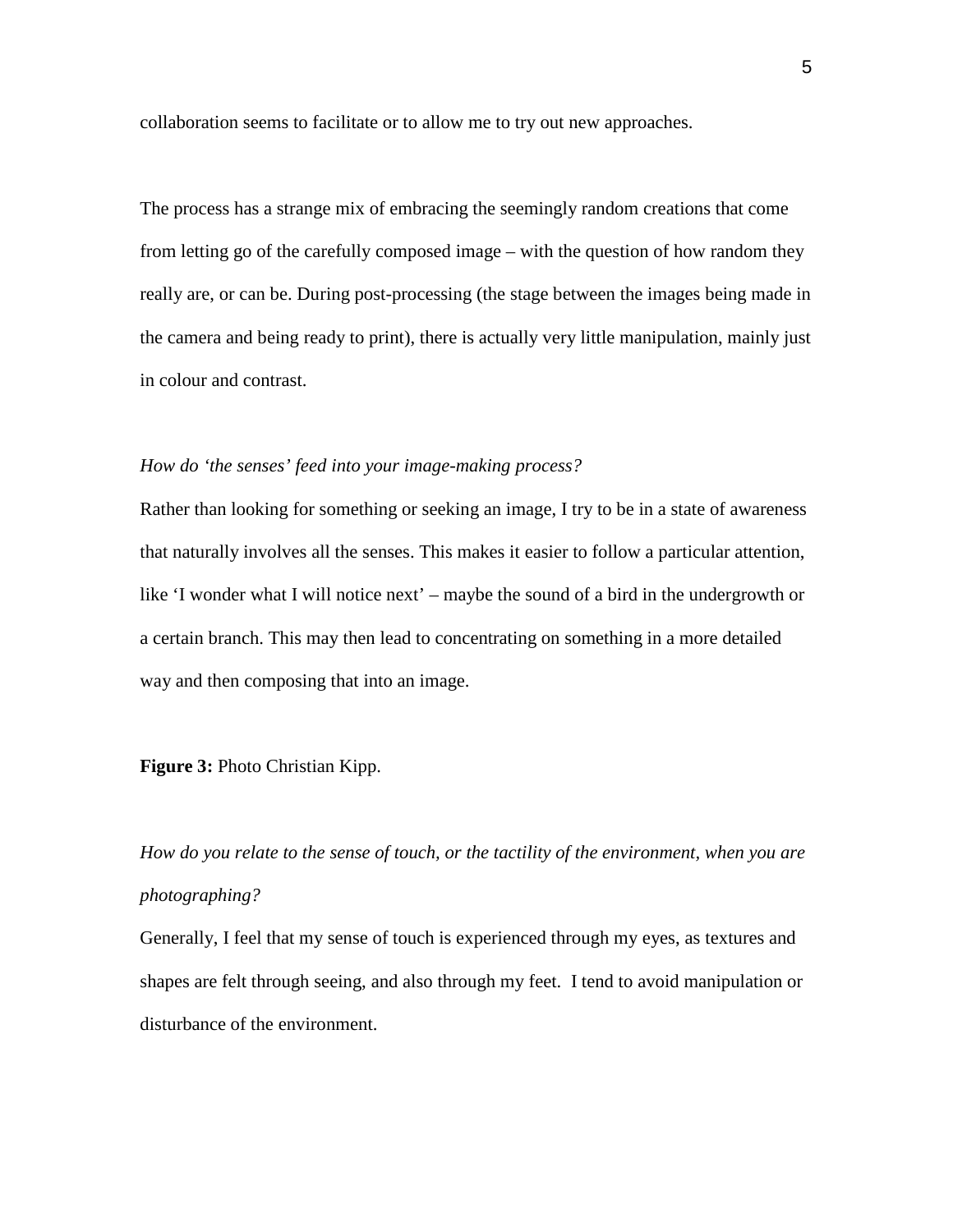collaboration seems to facilitate or to allow me to try out new approaches.

The process has a strange mix of embracing the seemingly random creations that come from letting go of the carefully composed image – with the question of how random they really are, or can be. During post-processing (the stage between the images being made in the camera and being ready to print), there is actually very little manipulation, mainly just in colour and contrast.

*How do 'the senses' feed into your image-making process?*

Rather than looking for something or seeking an image, I try to be in a state of awareness that naturally involves all the senses. This makes it easier to follow a particular attention, like 'I wonder what I will notice next' – maybe the sound of a bird in the undergrowth or a certain branch. This may then lead to concentrating on something in a more detailed way and then composing that into an image.

**Figure 3:** Photo Christian Kipp.

*How do you relate to the sense of touch, or the tactility of the environment, when you are photographing?*

Generally, I feel that my sense of touch is experienced through my eyes, as textures and shapes are felt through seeing, and also through my feet. I tend to avoid manipulation or disturbance of the environment.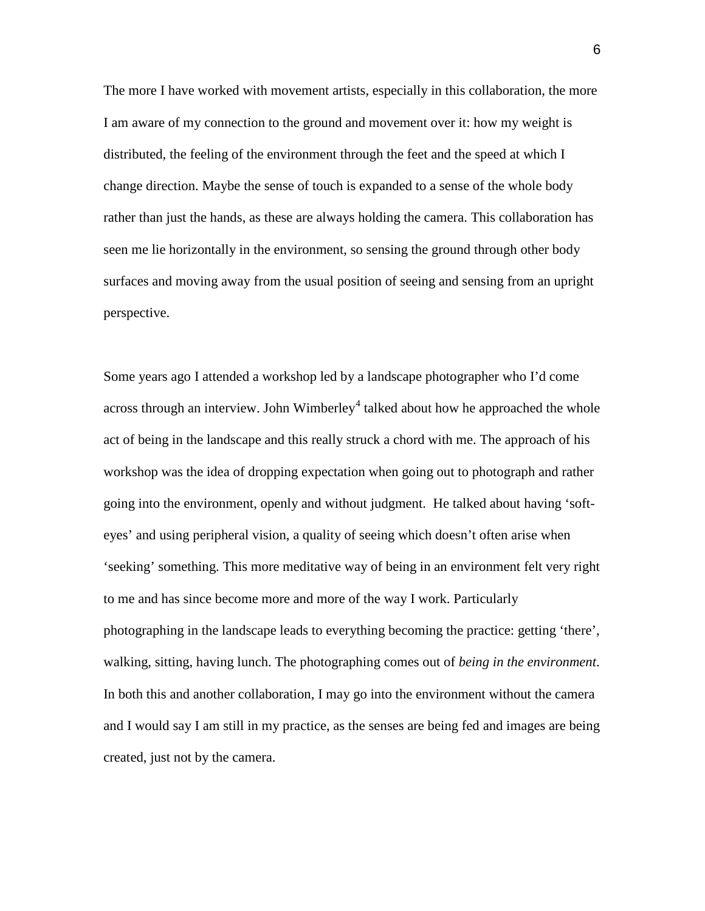The more I have worked with movement artists, especially in this collaboration, the more I am aware of my connection to the ground and movement over it: how my weight is distributed, the feeling of the environment through the feet and the speed at which I change direction. Maybe the sense of touch is expanded to a sense of the whole body rather than just the hands, as these are always holding the camera. This collaboration has seen me lie horizontally in the environment, so sensing the ground through other body surfaces and moving away from the usual position of seeing and sensing from an upright perspective.

Some years ago I attended a workshop led by a landscape photographer who I'd come across through an interview. John Wimberley[4] talked about how he approached the whole act of being in the landscape and this really struck a chord with me. The approach of his workshop was the idea of dropping expectation when going out to photograph and rather going into the environment, openly and without judgment. He talked about having 'soft-eyes' and using peripheral vision, a quality of seeing which doesn't often arise when 'seeking' something. This more meditative way of being in an environment felt very right to me and has since become more and more of the way I work. Particularly photographing in the landscape leads to everything becoming the practice: getting 'there', walking, sitting, having lunch. The photographing comes out of *being in the environment*. In both this and another collaboration, I may go into the environment without the camera and I would say I am still in my practice, as the senses are being fed and images are being created, just not by the camera.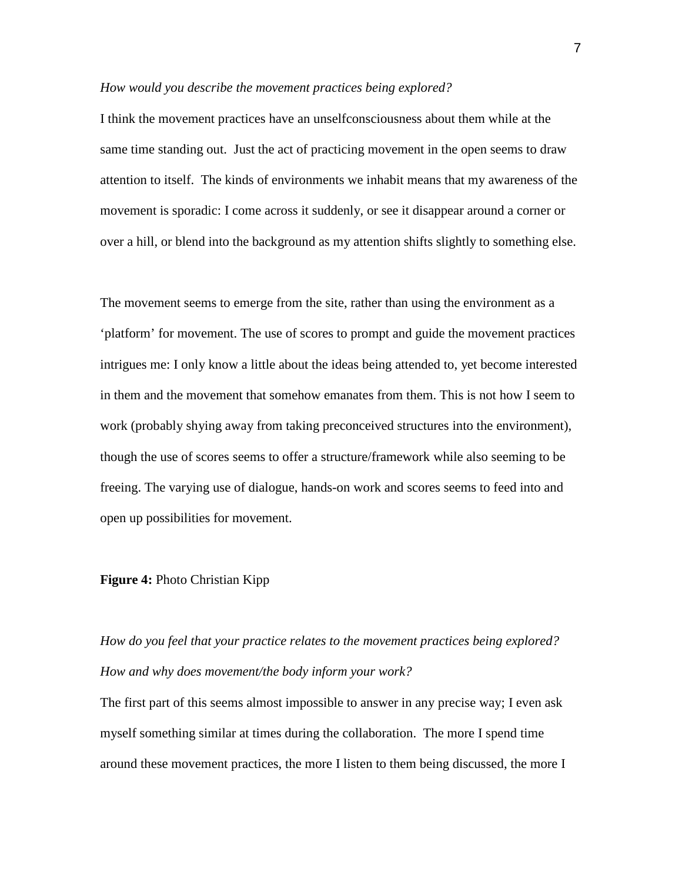*How would you describe the movement practices being explored?*

I think the movement practices have an unselfconsciousness about them while at the same time standing out. Just the act of practicing movement in the open seems to draw attention to itself. The kinds of environments we inhabit means that my awareness of the movement is sporadic: I come across it suddenly, or see it disappear around a corner or over a hill, or blend into the background as my attention shifts slightly to something else.

The movement seems to emerge from the site, rather than using the environment as a 'platform' for movement. The use of scores to prompt and guide the movement practices intrigues me: I only know a little about the ideas being attended to, yet become interested in them and the movement that somehow emanates from them. This is not how I seem to work (probably shying away from taking preconceived structures into the environment), though the use of scores seems to offer a structure/framework while also seeming to be freeing. The varying use of dialogue, hands-on work and scores seems to feed into and open up possibilities for movement.

**Figure 4:** Photo Christian Kipp

*How do you feel that your practice relates to the movement practices being explored? How and why does movement/the body inform your work?*

The first part of this seems almost impossible to answer in any precise way; I even ask myself something similar at times during the collaboration. The more I spend time around these movement practices, the more I listen to them being discussed, the more I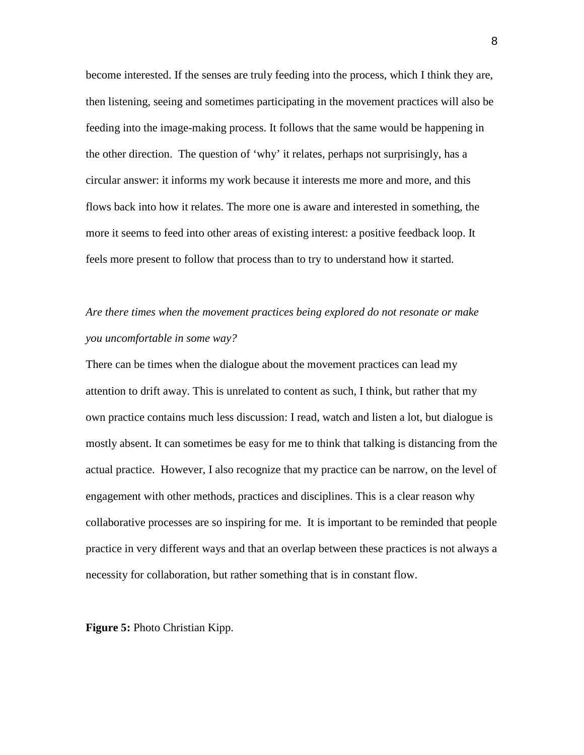become interested. If the senses are truly feeding into the process, which I think they are, then listening, seeing and sometimes participating in the movement practices will also be feeding into the image-making process. It follows that the same would be happening in the other direction. The question of 'why' it relates, perhaps not surprisingly, has a circular answer: it informs my work because it interests me more and more, and this flows back into how it relates. The more one is aware and interested in something, the more it seems to feed into other areas of existing interest: a positive feedback loop. It feels more present to follow that process than to try to understand how it started.

*Are there times when the movement practices being explored do not resonate or make you uncomfortable in some way?*

There can be times when the dialogue about the movement practices can lead my attention to drift away. This is unrelated to content as such, I think, but rather that my own practice contains much less discussion: I read, watch and listen a lot, but dialogue is mostly absent. It can sometimes be easy for me to think that talking is distancing from the actual practice. However, I also recognize that my practice can be narrow, on the level of engagement with other methods, practices and disciplines. This is a clear reason why collaborative processes are so inspiring for me. It is important to be reminded that people practice in very different ways and that an overlap between these practices is not always a necessity for collaboration, but rather something that is in constant flow.

**Figure 5:** Photo Christian Kipp.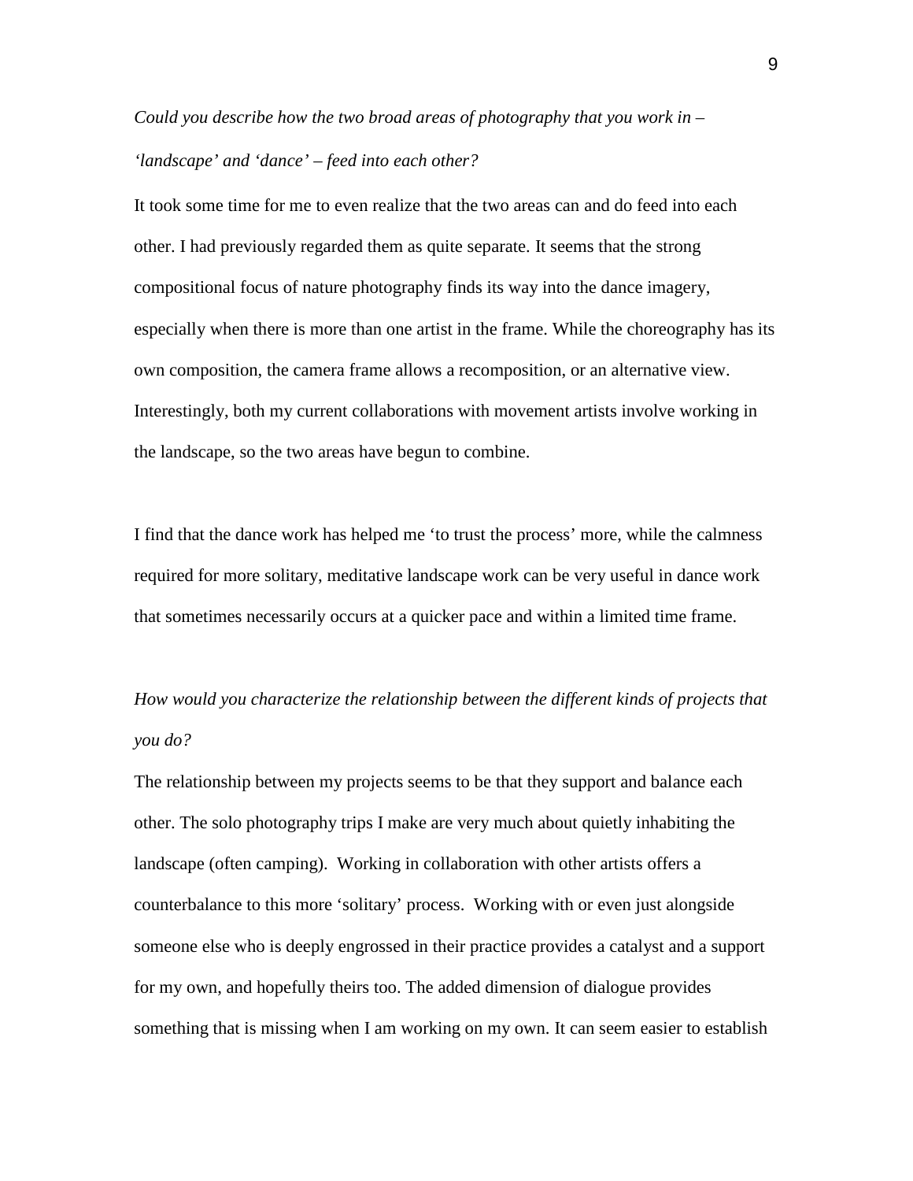*Could you describe how the two broad areas of photography that you work in – 'landscape' and 'dance' – feed into each other?*

It took some time for me to even realize that the two areas can and do feed into each other. I had previously regarded them as quite separate. It seems that the strong compositional focus of nature photography finds its way into the dance imagery, especially when there is more than one artist in the frame. While the choreography has its own composition, the camera frame allows a recomposition, or an alternative view. Interestingly, both my current collaborations with movement artists involve working in the landscape, so the two areas have begun to combine.

I find that the dance work has helped me 'to trust the process' more, while the calmness required for more solitary, meditative landscape work can be very useful in dance work that sometimes necessarily occurs at a quicker pace and within a limited time frame.

*How would you characterize the relationship between the different kinds of projects that you do?*

The relationship between my projects seems to be that they support and balance each other. The solo photography trips I make are very much about quietly inhabiting the landscape (often camping). Working in collaboration with other artists offers a counterbalance to this more 'solitary' process. Working with or even just alongside someone else who is deeply engrossed in their practice provides a catalyst and a support for my own, and hopefully theirs too. The added dimension of dialogue provides something that is missing when I am working on my own. It can seem easier to establish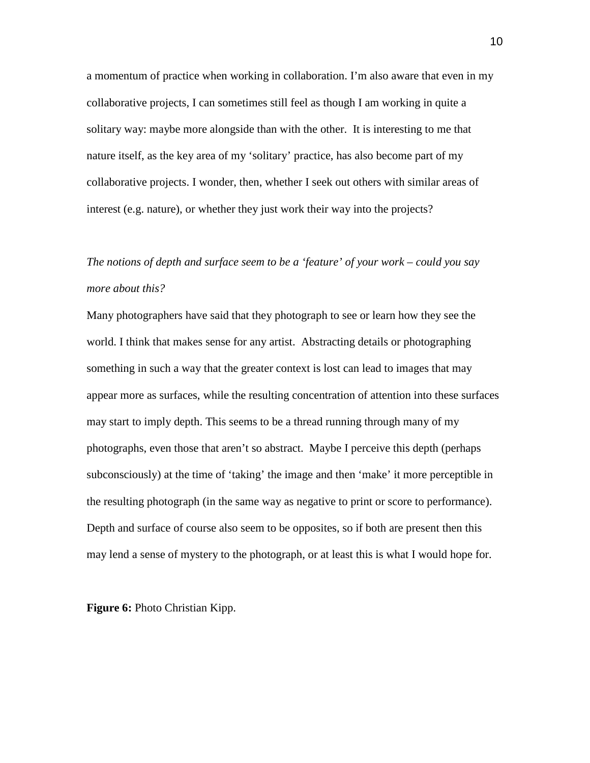a momentum of practice when working in collaboration. I'm also aware that even in my collaborative projects, I can sometimes still feel as though I am working in quite a solitary way: maybe more alongside than with the other. It is interesting to me that nature itself, as the key area of my 'solitary' practice, has also become part of my collaborative projects. I wonder, then, whether I seek out others with similar areas of interest (e.g. nature), or whether they just work their way into the projects?

*The notions of depth and surface seem to be a 'feature' of your work – could you say more about this?*

Many photographers have said that they photograph to see or learn how they see the world. I think that makes sense for any artist. Abstracting details or photographing something in such a way that the greater context is lost can lead to images that may appear more as surfaces, while the resulting concentration of attention into these surfaces may start to imply depth. This seems to be a thread running through many of my photographs, even those that aren't so abstract. Maybe I perceive this depth (perhaps subconsciously) at the time of 'taking' the image and then 'make' it more perceptible in the resulting photograph (in the same way as negative to print or score to performance). Depth and surface of course also seem to be opposites, so if both are present then this may lend a sense of mystery to the photograph, or at least this is what I would hope for.

**Figure 6:** Photo Christian Kipp.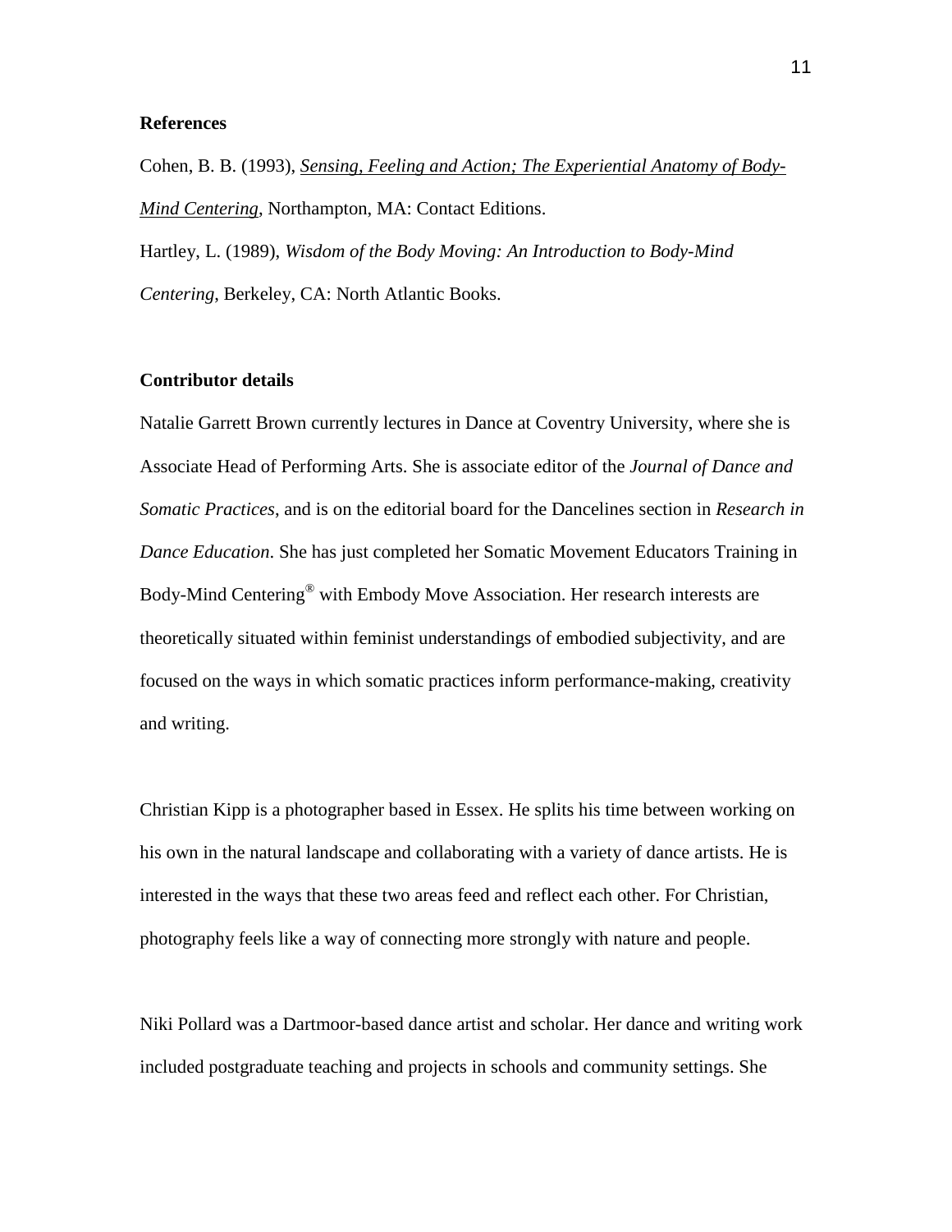**References**

Cohen, B. B. (1993), *Sensing, Feeling and Action; The Experiential Anatomy of Body-Mind Centering*, Northampton, MA: Contact Editions.

Hartley, L. (1989), *Wisdom of the Body Moving: An Introduction to Body-Mind Centering*, Berkeley, CA: North Atlantic Books.

**Contributor details**

Natalie Garrett Brown currently lectures in Dance at Coventry University, where she is Associate Head of Performing Arts. She is associate editor of the *Journal of Dance and Somatic Practices*, and is on the editorial board for the Dancelines section in *Research in Dance Education*. She has just completed her Somatic Movement Educators Training in Body-Mind Centering® with Embody Move Association. Her research interests are theoretically situated within feminist understandings of embodied subjectivity, and are focused on the ways in which somatic practices inform performance-making, creativity and writing.

Christian Kipp is a photographer based in Essex. He splits his time between working on his own in the natural landscape and collaborating with a variety of dance artists. He is interested in the ways that these two areas feed and reflect each other. For Christian, photography feels like a way of connecting more strongly with nature and people.

Niki Pollard was a Dartmoor-based dance artist and scholar. Her dance and writing work included postgraduate teaching and projects in schools and community settings. She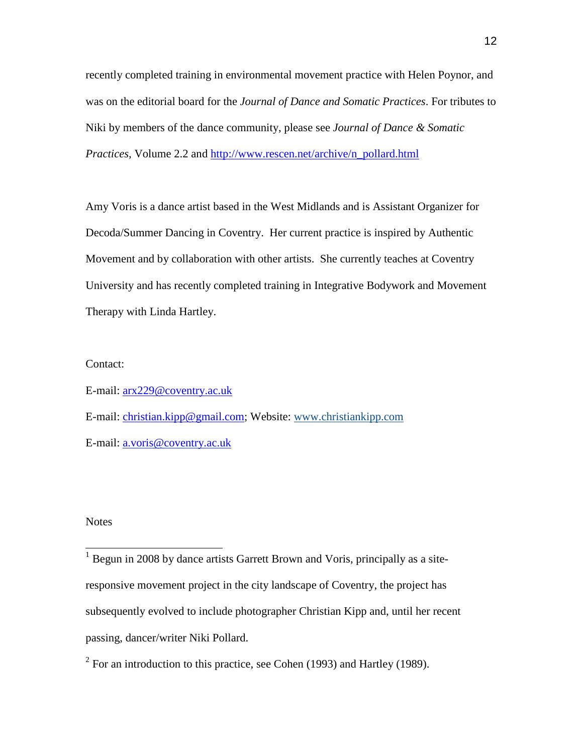recently completed training in environmental movement practice with Helen Poynor, and was on the editorial board for the *Journal of Dance and Somatic Practices*. For tributes to Niki by members of the dance community, please see *Journal of Dance & Somatic Practices,* Volume 2.2 and http://www.rescen.net/archive/n_pollard.html

Amy Voris is a dance artist based in the West Midlands and is Assistant Organizer for Decoda/Summer Dancing in Coventry. Her current practice is inspired by Authentic Movement and by collaboration with other artists. She currently teaches at Coventry University and has recently completed training in Integrative Bodywork and Movement Therapy with Linda Hartley.

Contact:

E-mail: arx229@coventry.ac.uk

E-mail: christian.kipp@gmail.com; Website: www.christiankipp.com

E-mail: a.voris@coventry.ac.uk

Notes

[1] Begun in 2008 by dance artists Garrett Brown and Voris, principally as a site-responsive movement project in the city landscape of Coventry, the project has subsequently evolved to include photographer Christian Kipp and, until her recent passing, dancer/writer Niki Pollard.

[2] For an introduction to this practice, see Cohen (1993) and Hartley (1989).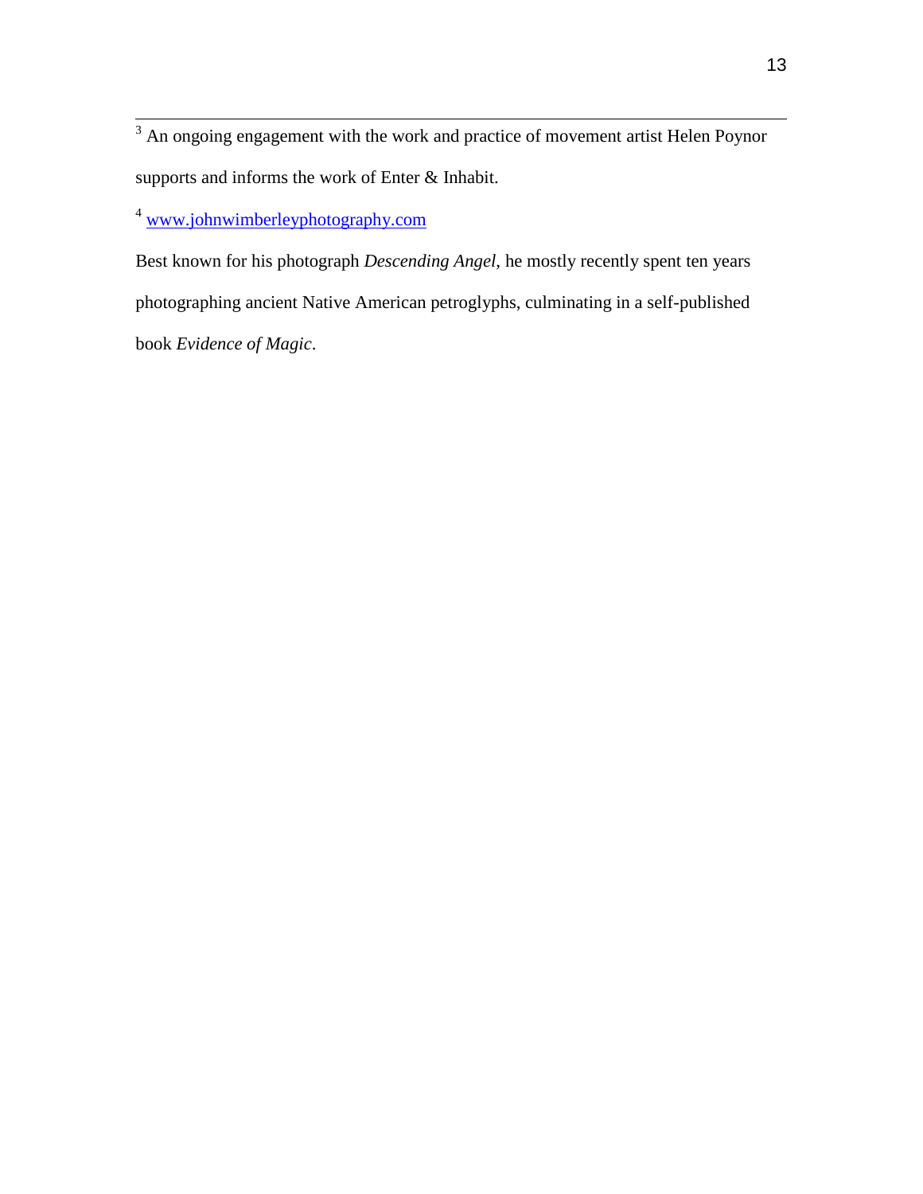[3] An ongoing engagement with the work and practice of movement artist Helen Poynor supports and informs the work of Enter & Inhabit.

[4] www.johnwimberleyphotography.com

Best known for his photograph *Descending Angel*, he mostly recently spent ten years photographing ancient Native American petroglyphs, culminating in a self-published book *Evidence of Magic*.